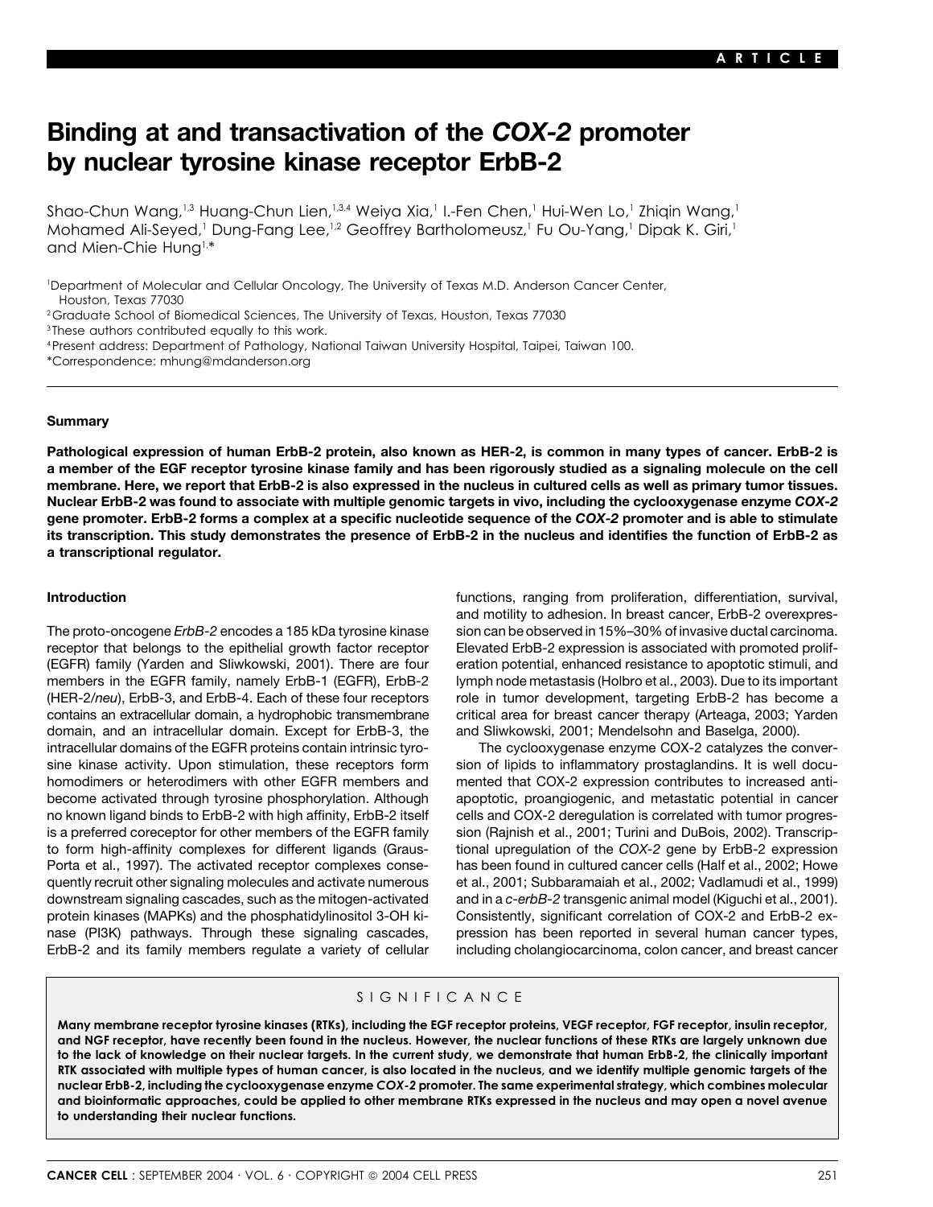ARTICLE

# Binding at and transactivation of the *COX-2* promoter by nuclear tyrosine kinase receptor ErbB-2

Shao-Chun Wang,[1,3] Huang-Chun Lien,[1,3,4] Weiya Xia,[1] I.-Fen Chen,[1] Hui-Wen Lo,[1] Zhiqin Wang,[1] Mohamed Ali-Seyed,[1] Dung-Fang Lee,[1,2] Geoffrey Bartholomeusz,[1] Fu Ou-Yang,[1] Dipak K. Giri,[1] and Mien-Chie Hung[1,*]

[1]Department of Molecular and Cellular Oncology, The University of Texas M.D. Anderson Cancer Center, Houston, Texas 77030
[2]Graduate School of Biomedical Sciences, The University of Texas, Houston, Texas 77030
[3]These authors contributed equally to this work.
[4]Present address: Department of Pathology, National Taiwan University Hospital, Taipei, Taiwan 100.
*Correspondence: mhung@mdanderson.org

## Summary

**Pathological expression of human ErbB-2 protein, also known as HER-2, is common in many types of cancer. ErbB-2 is a member of the EGF receptor tyrosine kinase family and has been rigorously studied as a signaling molecule on the cell membrane. Here, we report that ErbB-2 is also expressed in the nucleus in cultured cells as well as primary tumor tissues. Nuclear ErbB-2 was found to associate with multiple genomic targets in vivo, including the cyclooxygenase enzyme *COX-2* gene promoter. ErbB-2 forms a complex at a specific nucleotide sequence of the *COX-2* promoter and is able to stimulate its transcription. This study demonstrates the presence of ErbB-2 in the nucleus and identifies the function of ErbB-2 as a transcriptional regulator.**

## Introduction

The proto-oncogene *ErbB-2* encodes a 185 kDa tyrosine kinase receptor that belongs to the epithelial growth factor receptor (EGFR) family (Yarden and Sliwkowski, 2001). There are four members in the EGFR family, namely ErbB-1 (EGFR), ErbB-2 (HER-2/*neu*), ErbB-3, and ErbB-4. Each of these four receptors contains an extracellular domain, a hydrophobic transmembrane domain, and an intracellular domain. Except for ErbB-3, the intracellular domains of the EGFR proteins contain intrinsic tyrosine kinase activity. Upon stimulation, these receptors form homodimers or heterodimers with other EGFR members and become activated through tyrosine phosphorylation. Although no known ligand binds to ErbB-2 with high affinity, ErbB-2 itself is a preferred coreceptor for other members of the EGFR family to form high-affinity complexes for different ligands (Graus-Porta et al., 1997). The activated receptor complexes consequently recruit other signaling molecules and activate numerous downstream signaling cascades, such as the mitogen-activated protein kinases (MAPKs) and the phosphatidylinositol 3-OH kinase (PI3K) pathways. Through these signaling cascades, ErbB-2 and its family members regulate a variety of cellular functions, ranging from proliferation, differentiation, survival, and motility to adhesion. In breast cancer, ErbB-2 overexpression can be observed in 15%–30% of invasive ductal carcinoma. Elevated ErbB-2 expression is associated with promoted proliferation potential, enhanced resistance to apoptotic stimuli, and lymph node metastasis (Holbro et al., 2003). Due to its important role in tumor development, targeting ErbB-2 has become a critical area for breast cancer therapy (Arteaga, 2003; Yarden and Sliwkowski, 2001; Mendelsohn and Baselga, 2000).

The cyclooxygenase enzyme COX-2 catalyzes the conversion of lipids to inflammatory prostaglandins. It is well documented that COX-2 expression contributes to increased anti-apoptotic, proangiogenic, and metastatic potential in cancer cells and COX-2 deregulation is correlated with tumor progression (Rajnish et al., 2001; Turini and DuBois, 2002). Transcriptional upregulation of the *COX-2* gene by ErbB-2 expression has been found in cultured cancer cells (Half et al., 2002; Howe et al., 2001; Subbaramaiah et al., 2002; Vadlamudi et al., 1999) and in a *c-erbB-2* transgenic animal model (Kiguchi et al., 2001). Consistently, significant correlation of COX-2 and ErbB-2 expression has been reported in several human cancer types, including cholangiocarcinoma, colon cancer, and breast cancer

## SIGNIFICANCE

**Many membrane receptor tyrosine kinases (RTKs), including the EGF receptor proteins, VEGF receptor, FGF receptor, insulin receptor, and NGF receptor, have recently been found in the nucleus. However, the nuclear functions of these RTKs are largely unknown due to the lack of knowledge on their nuclear targets. In the current study, we demonstrate that human ErbB-2, the clinically important RTK associated with multiple types of human cancer, is also located in the nucleus, and we identify multiple genomic targets of the nuclear ErbB-2, including the cyclooxygenase enzyme *COX-2* promoter. The same experimental strategy, which combines molecular and bioinformatic approaches, could be applied to other membrane RTKs expressed in the nucleus and may open a novel avenue to understanding their nuclear functions.**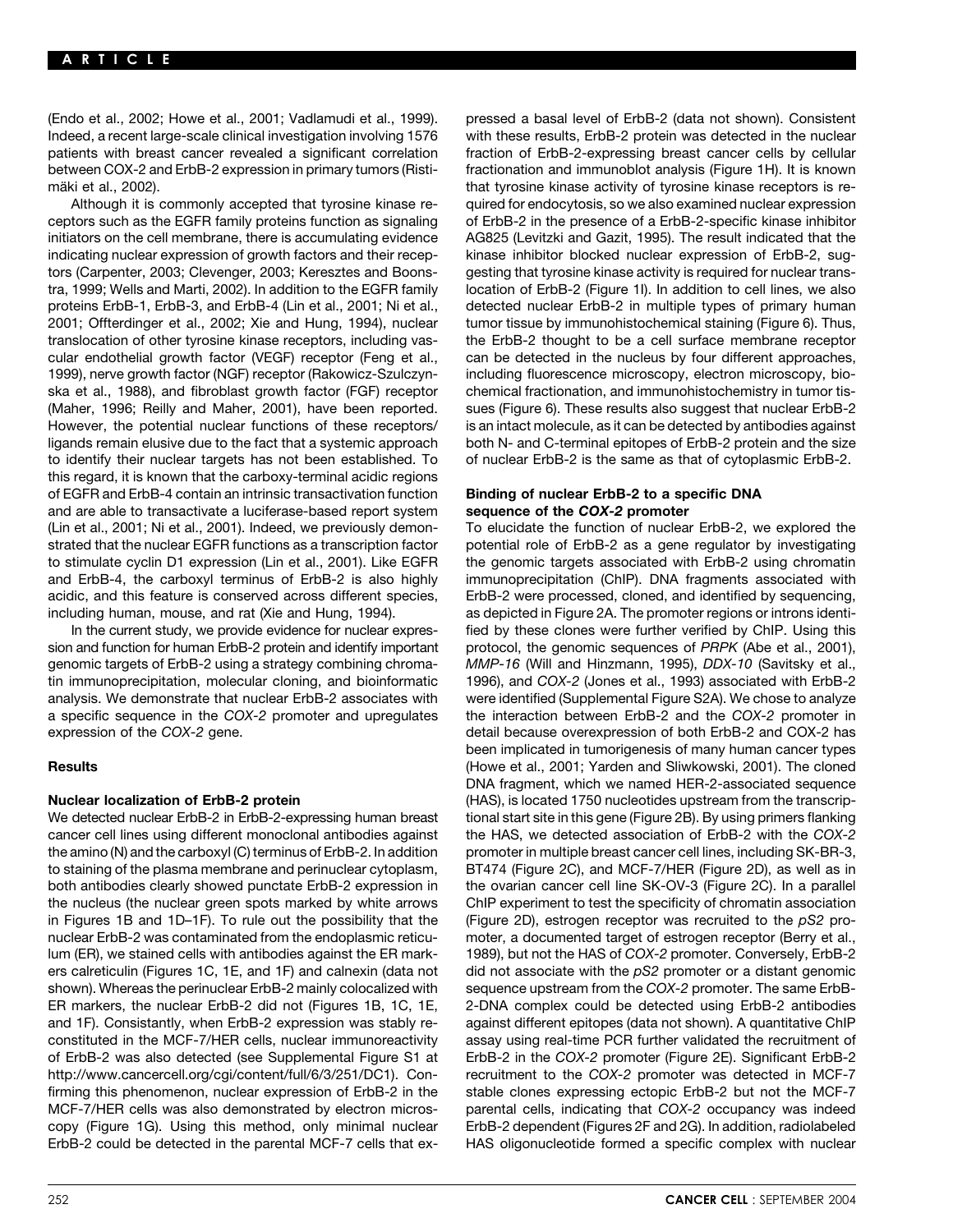(Endo et al., 2002; Howe et al., 2001; Vadlamudi et al., 1999). Indeed, a recent large-scale clinical investigation involving 1576 patients with breast cancer revealed a significant correlation between COX-2 and ErbB-2 expression in primary tumors (Ristimäki et al., 2002).

Although it is commonly accepted that tyrosine kinase receptors such as the EGFR family proteins function as signaling initiators on the cell membrane, there is accumulating evidence indicating nuclear expression of growth factors and their receptors (Carpenter, 2003; Clevenger, 2003; Keresztes and Boonstra, 1999; Wells and Marti, 2002). In addition to the EGFR family proteins ErbB-1, ErbB-3, and ErbB-4 (Lin et al., 2001; Ni et al., 2001; Offterdinger et al., 2002; Xie and Hung, 1994), nuclear translocation of other tyrosine kinase receptors, including vascular endothelial growth factor (VEGF) receptor (Feng et al., 1999), nerve growth factor (NGF) receptor (Rakowicz-Szulczynska et al., 1988), and fibroblast growth factor (FGF) receptor (Maher, 1996; Reilly and Maher, 2001), have been reported. However, the potential nuclear functions of these receptors/ligands remain elusive due to the fact that a systemic approach to identify their nuclear targets has not been established. To this regard, it is known that the carboxy-terminal acidic regions of EGFR and ErbB-4 contain an intrinsic transactivation function and are able to transactivate a luciferase-based report system (Lin et al., 2001; Ni et al., 2001). Indeed, we previously demonstrated that the nuclear EGFR functions as a transcription factor to stimulate cyclin D1 expression (Lin et al., 2001). Like EGFR and ErbB-4, the carboxyl terminus of ErbB-2 is also highly acidic, and this feature is conserved across different species, including human, mouse, and rat (Xie and Hung, 1994).

In the current study, we provide evidence for nuclear expression and function for human ErbB-2 protein and identify important genomic targets of ErbB-2 using a strategy combining chromatin immunoprecipitation, molecular cloning, and bioinformatic analysis. We demonstrate that nuclear ErbB-2 associates with a specific sequence in the *COX-2* promoter and upregulates expression of the *COX-2* gene.

## Results

### Nuclear localization of ErbB-2 protein

We detected nuclear ErbB-2 in ErbB-2-expressing human breast cancer cell lines using different monoclonal antibodies against the amino (N) and the carboxyl (C) terminus of ErbB-2. In addition to staining of the plasma membrane and perinuclear cytoplasm, both antibodies clearly showed punctate ErbB-2 expression in the nucleus (the nuclear green spots marked by white arrows in Figures 1B and 1D–1F). To rule out the possibility that the nuclear ErbB-2 was contaminated from the endoplasmic reticulum (ER), we stained cells with antibodies against the ER markers calreticulin (Figures 1C, 1E, and 1F) and calnexin (data not shown). Whereas the perinuclear ErbB-2 mainly colocalized with ER markers, the nuclear ErbB-2 did not (Figures 1B, 1C, 1E, and 1F). Consistantly, when ErbB-2 expression was stably reconstituted in the MCF-7/HER cells, nuclear immunoreactivity of ErbB-2 was also detected (see Supplemental Figure S1 at http://www.cancercell.org/cgi/content/full/6/3/251/DC1). Confirming this phenomenon, nuclear expression of ErbB-2 in the MCF-7/HER cells was also demonstrated by electron microscopy (Figure 1G). Using this method, only minimal nuclear ErbB-2 could be detected in the parental MCF-7 cells that expressed a basal level of ErbB-2 (data not shown). Consistent with these results, ErbB-2 protein was detected in the nuclear fraction of ErbB-2-expressing breast cancer cells by cellular fractionation and immunoblot analysis (Figure 1H). It is known that tyrosine kinase activity of tyrosine kinase receptors is required for endocytosis, so we also examined nuclear expression of ErbB-2 in the presence of a ErbB-2-specific kinase inhibitor AG825 (Levitzki and Gazit, 1995). The result indicated that the kinase inhibitor blocked nuclear expression of ErbB-2, suggesting that tyrosine kinase activity is required for nuclear translocation of ErbB-2 (Figure 1I). In addition to cell lines, we also detected nuclear ErbB-2 in multiple types of primary human tumor tissue by immunohistochemical staining (Figure 6). Thus, the ErbB-2 thought to be a cell surface membrane receptor can be detected in the nucleus by four different approaches, including fluorescence microscopy, electron microscopy, biochemical fractionation, and immunohistochemistry in tumor tissues (Figure 6). These results also suggest that nuclear ErbB-2 is an intact molecule, as it can be detected by antibodies against both N- and C-terminal epitopes of ErbB-2 protein and the size of nuclear ErbB-2 is the same as that of cytoplasmic ErbB-2.

### Binding of nuclear ErbB-2 to a specific DNA sequence of the *COX-2* promoter

To elucidate the function of nuclear ErbB-2, we explored the potential role of ErbB-2 as a gene regulator by investigating the genomic targets associated with ErbB-2 using chromatin immunoprecipitation (ChIP). DNA fragments associated with ErbB-2 were processed, cloned, and identified by sequencing, as depicted in Figure 2A. The promoter regions or introns identified by these clones were further verified by ChIP. Using this protocol, the genomic sequences of *PRPK* (Abe et al., 2001), *MMP-16* (Will and Hinzmann, 1995), *DDX-10* (Savitsky et al., 1996), and *COX-2* (Jones et al., 1993) associated with ErbB-2 were identified (Supplemental Figure S2A). We chose to analyze the interaction between ErbB-2 and the *COX-2* promoter in detail because overexpression of both ErbB-2 and COX-2 has been implicated in tumorigenesis of many human cancer types (Howe et al., 2001; Yarden and Sliwkowski, 2001). The cloned DNA fragment, which we named HER-2-associated sequence (HAS), is located 1750 nucleotides upstream from the transcriptional start site in this gene (Figure 2B). By using primers flanking the HAS, we detected association of ErbB-2 with the *COX-2* promoter in multiple breast cancer cell lines, including SK-BR-3, BT474 (Figure 2C), and MCF-7/HER (Figure 2D), as well as in the ovarian cancer cell line SK-OV-3 (Figure 2C). In a parallel ChIP experiment to test the specificity of chromatin association (Figure 2D), estrogen receptor was recruited to the *pS2* promoter, a documented target of estrogen receptor (Berry et al., 1989), but not the HAS of *COX-2* promoter. Conversely, ErbB-2 did not associate with the *pS2* promoter or a distant genomic sequence upstream from the *COX-2* promoter. The same ErbB-2-DNA complex could be detected using ErbB-2 antibodies against different epitopes (data not shown). A quantitative ChIP assay using real-time PCR further validated the recruitment of ErbB-2 in the *COX-2* promoter (Figure 2E). Significant ErbB-2 recruitment to the *COX-2* promoter was detected in MCF-7 stable clones expressing ectopic ErbB-2 but not the MCF-7 parental cells, indicating that *COX-2* occupancy was indeed ErbB-2 dependent (Figures 2F and 2G). In addition, radiolabeled HAS oligonucleotide formed a specific complex with nuclear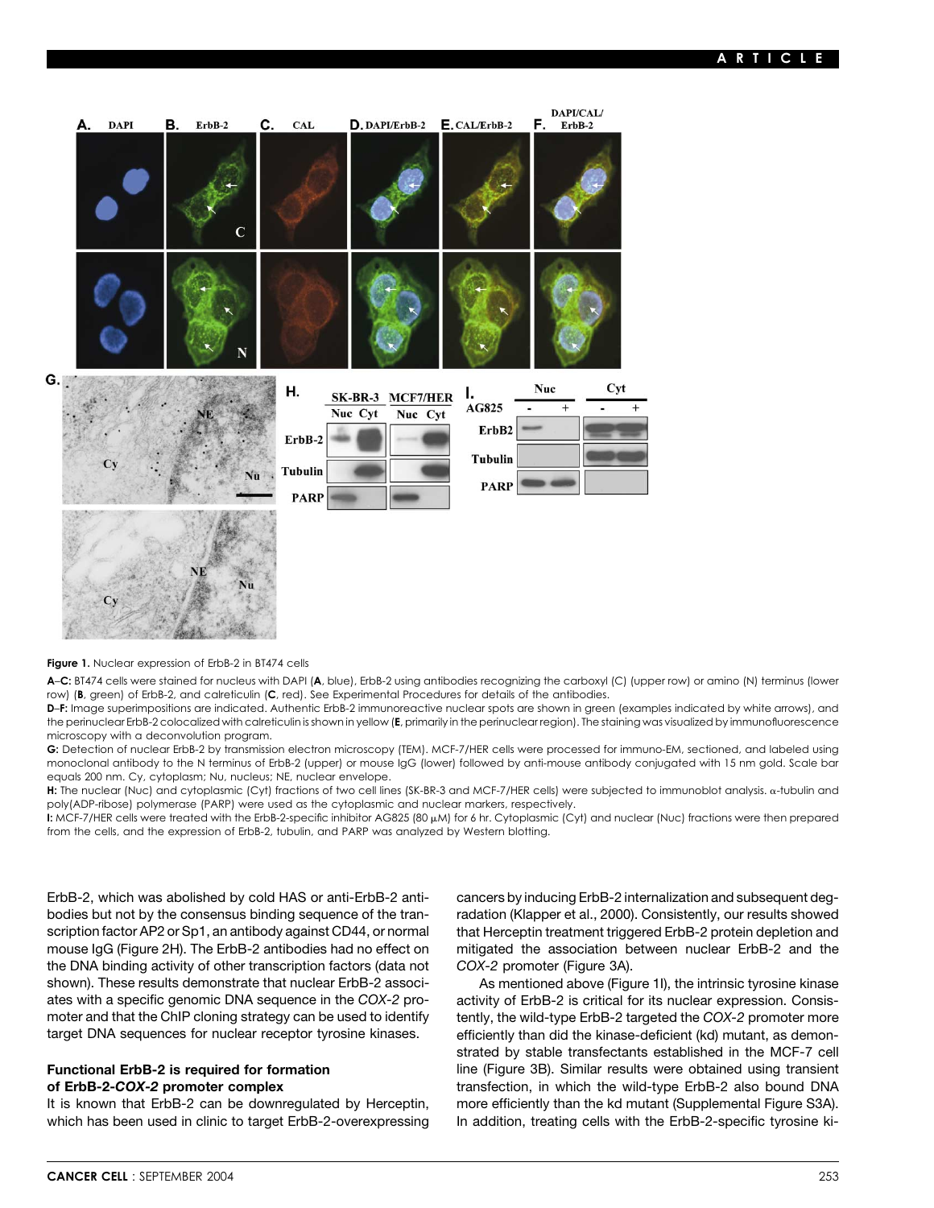**Figure 1.** Nuclear expression of ErbB-2 in BT474 cells

**A–C:** BT474 cells were stained for nucleus with DAPI (**A**, blue), ErbB-2 using antibodies recognizing the carboxyl (C) (upper row) or amino (N) terminus (lower row) (**B**, green) of ErbB-2, and calreticulin (**C**, red). See Experimental Procedures for details of the antibodies.

**D–F:** Image superimpositions are indicated. Authentic ErbB-2 immunoreactive nuclear spots are shown in green (examples indicated by white arrows), and the perinuclear ErbB-2 colocalized with calreticulin is shown in yellow (**E**, primarily in the perinuclear region). The staining was visualized by immunofluorescence microscopy with a deconvolution program.

**G:** Detection of nuclear ErbB-2 by transmission electron microscopy (TEM). MCF-7/HER cells were processed for immuno-EM, sectioned, and labeled using monoclonal antibody to the N terminus of ErbB-2 (upper) or mouse IgG (lower) followed by anti-mouse antibody conjugated with 15 nm gold. Scale bar equals 200 nm. Cy, cytoplasm; Nu, nucleus; NE, nuclear envelope.

**H:** The nuclear (Nuc) and cytoplasmic (Cyt) fractions of two cell lines (SK-BR-3 and MCF-7/HER cells) were subjected to immunoblot analysis. α-tubulin and poly(ADP-ribose) polymerase (PARP) were used as the cytoplasmic and nuclear markers, respectively.

**I:** MCF-7/HER cells were treated with the ErbB-2-specific inhibitor AG825 (80 μM) for 6 hr. Cytoplasmic (Cyt) and nuclear (Nuc) fractions were then prepared from the cells, and the expression of ErbB-2, tubulin, and PARP was analyzed by Western blotting.

ErbB-2, which was abolished by cold HAS or anti-ErbB-2 antibodies but not by the consensus binding sequence of the transcription factor AP2 or Sp1, an antibody against CD44, or normal mouse IgG (Figure 2H). The ErbB-2 antibodies had no effect on the DNA binding activity of other transcription factors (data not shown). These results demonstrate that nuclear ErbB-2 associates with a specific genomic DNA sequence in the *COX-2* promoter and that the ChIP cloning strategy can be used to identify target DNA sequences for nuclear receptor tyrosine kinases.

### Functional ErbB-2 is required for formation of ErbB-2-*COX-2* promoter complex

It is known that ErbB-2 can be downregulated by Herceptin, which has been used in clinic to target ErbB-2-overexpressing cancers by inducing ErbB-2 internalization and subsequent degradation (Klapper et al., 2000). Consistently, our results showed that Herceptin treatment triggered ErbB-2 protein depletion and mitigated the association between nuclear ErbB-2 and the *COX-2* promoter (Figure 3A).

As mentioned above (Figure 1I), the intrinsic tyrosine kinase activity of ErbB-2 is critical for its nuclear expression. Consistently, the wild-type ErbB-2 targeted the *COX-2* promoter more efficiently than did the kinase-deficient (kd) mutant, as demonstrated by stable transfectants established in the MCF-7 cell line (Figure 3B). Similar results were obtained using transient transfection, in which the wild-type ErbB-2 also bound DNA more efficiently than the kd mutant (Supplemental Figure S3A). In addition, treating cells with the ErbB-2-specific tyrosine ki-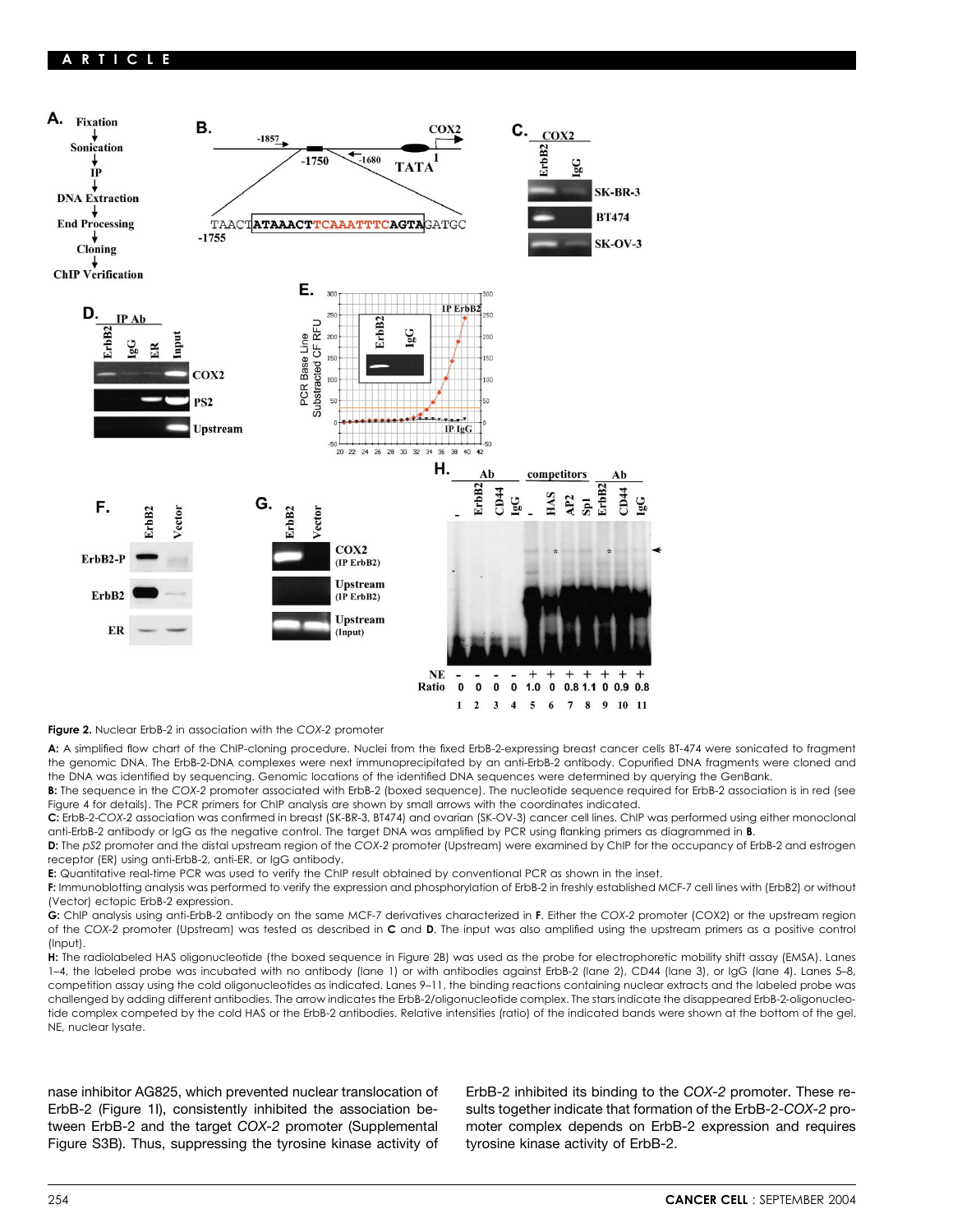**Figure 2.** Nuclear ErbB-2 in association with the *COX-2* promoter

**A:** A simplified flow chart of the ChIP-cloning procedure. Nuclei from the fixed ErbB-2-expressing breast cancer cells BT-474 were sonicated to fragment the genomic DNA. The ErbB-2-DNA complexes were next immunoprecipitated by an anti-ErbB-2 antibody. Copurified DNA fragments were cloned and the DNA was identified by sequencing. Genomic locations of the identified DNA sequences were determined by querying the GenBank.

**B:** The sequence in the *COX-2* promoter associated with ErbB-2 (boxed sequence). The nucleotide sequence required for ErbB-2 association is in red (see Figure 4 for details). The PCR primers for ChIP analysis are shown by small arrows with the coordinates indicated.

**C:** ErbB-2-*COX-2* association was confirmed in breast (SK-BR-3, BT474) and ovarian (SK-OV-3) cancer cell lines. ChIP was performed using either monoclonal anti-ErbB-2 antibody or IgG as the negative control. The target DNA was amplified by PCR using flanking primers as diagrammed in **B**.

**D:** The *pS2* promoter and the distal upstream region of the *COX-2* promoter (Upstream) were examined by ChIP for the occupancy of ErbB-2 and estrogen receptor (ER) using anti-ErbB-2, anti-ER, or IgG antibody.

**E:** Quantitative real-time PCR was used to verify the ChIP result obtained by conventional PCR as shown in the inset.

**F:** Immunoblotting analysis was performed to verify the expression and phosphorylation of ErbB-2 in freshly established MCF-7 cell lines with (ErbB2) or without (Vector) ectopic ErbB-2 expression.

**G:** ChIP analysis using anti-ErbB-2 antibody on the same MCF-7 derivatives characterized in **F**. Either the *COX-2* promoter (COX2) or the upstream region of the *COX-2* promoter (Upstream) was tested as described in **C** and **D**. The input was also amplified using the upstream primers as a positive control (Input).

**H:** The radiolabeled HAS oligonucleotide (the boxed sequence in Figure 2B) was used as the probe for electrophoretic mobility shift assay (EMSA). Lanes 1–4, the labeled probe was incubated with no antibody (lane 1) or with antibodies against ErbB-2 (lane 2), CD44 (lane 3), or IgG (lane 4). Lanes 5–8, competition assay using the cold oligonucleotides as indicated. Lanes 9–11, the binding reactions containing nuclear extracts and the labeled probe was challenged by adding different antibodies. The arrow indicates the ErbB-2/oligonucleotide complex. The stars indicate the disappeared ErbB-2-oligonucleotide complex competed by the cold HAS or the ErbB-2 antibodies. Relative intensities (ratio) of the indicated bands were shown at the bottom of the gel. NE, nuclear lysate.

nase inhibitor AG825, which prevented nuclear translocation of ErbB-2 (Figure 1I), consistently inhibited the association between ErbB-2 and the target *COX-2* promoter (Supplemental Figure S3B). Thus, suppressing the tyrosine kinase activity of ErbB-2 inhibited its binding to the *COX-2* promoter. These results together indicate that formation of the ErbB-2-*COX-2* promoter complex depends on ErbB-2 expression and requires tyrosine kinase activity of ErbB-2.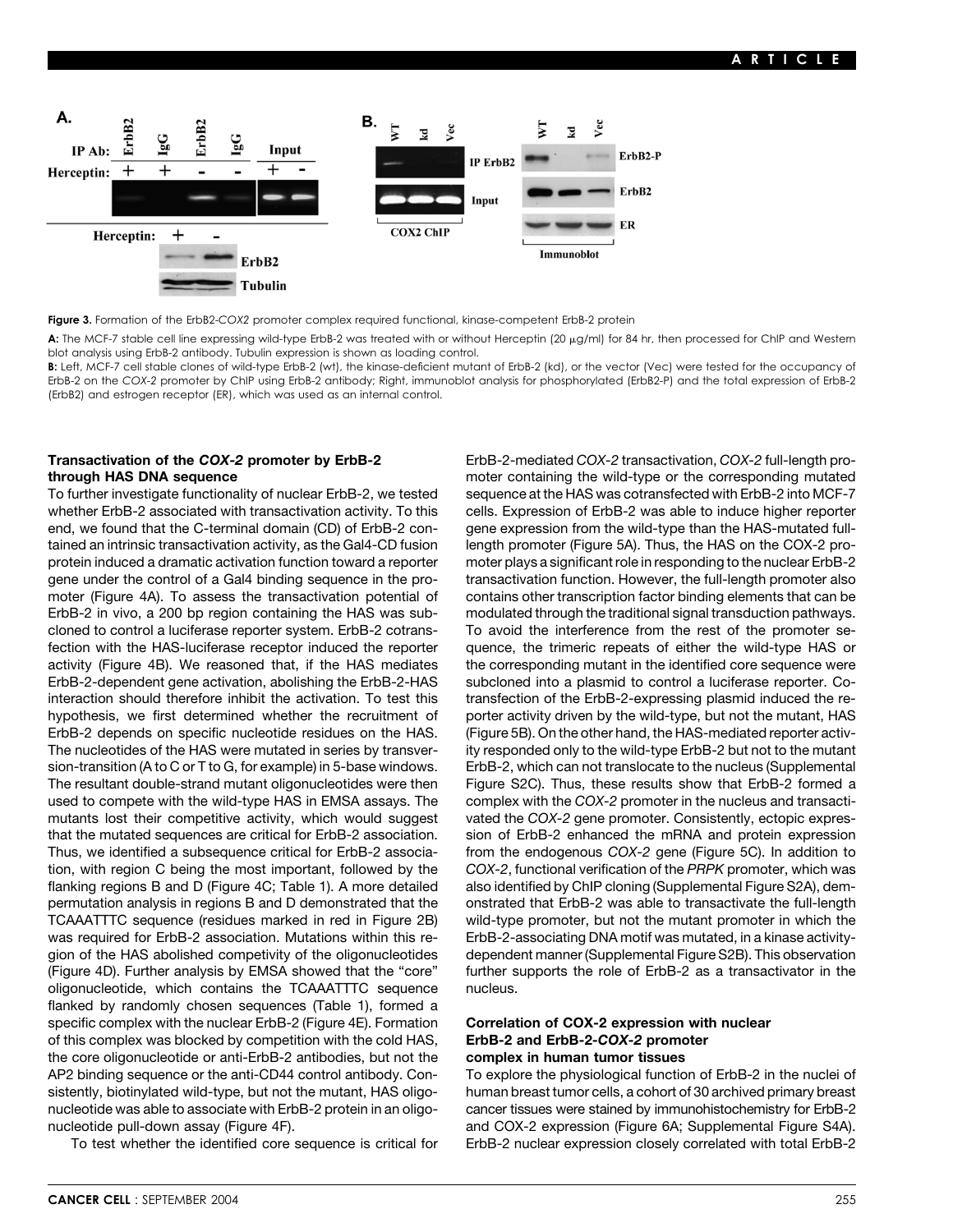**Figure 3.** Formation of the ErbB2-*COX2* promoter complex required functional, kinase-competent ErbB-2 protein

**A:** The MCF-7 stable cell line expressing wild-type ErbB-2 was treated with or without Herceptin (20 μg/ml) for 84 hr, then processed for ChIP and Western blot analysis using ErbB-2 antibody. Tubulin expression is shown as loading control.

**B:** Left, MCF-7 cell stable clones of wild-type ErbB-2 (wt), the kinase-deficient mutant of ErbB-2 (kd), or the vector (Vec) were tested for the occupancy of ErbB-2 on the *COX-2* promoter by ChIP using ErbB-2 antibody; Right, immunoblot analysis for phosphorylated (ErbB2-P) and the total expression of ErbB-2 (ErbB2) and estrogen receptor (ER), which was used as an internal control.

### Transactivation of the *COX-2* promoter by ErbB-2 through HAS DNA sequence

To further investigate functionality of nuclear ErbB-2, we tested whether ErbB-2 associated with transactivation activity. To this end, we found that the C-terminal domain (CD) of ErbB-2 contained an intrinsic transactivation activity, as the Gal4-CD fusion protein induced a dramatic activation function toward a reporter gene under the control of a Gal4 binding sequence in the promoter (Figure 4A). To assess the transactivation potential of ErbB-2 in vivo, a 200 bp region containing the HAS was subcloned to control a luciferase reporter system. ErbB-2 cotransfection with the HAS-luciferase receptor induced the reporter activity (Figure 4B). We reasoned that, if the HAS mediates ErbB-2-dependent gene activation, abolishing the ErbB-2-HAS interaction should therefore inhibit the activation. To test this hypothesis, we first determined whether the recruitment of ErbB-2 depends on specific nucleotide residues on the HAS. The nucleotides of the HAS were mutated in series by transversion-transition (A to C or T to G, for example) in 5-base windows. The resultant double-strand mutant oligonucleotides were then used to compete with the wild-type HAS in EMSA assays. The mutants lost their competitive activity, which would suggest that the mutated sequences are critical for ErbB-2 association. Thus, we identified a subsequence critical for ErbB-2 association, with region C being the most important, followed by the flanking regions B and D (Figure 4C; Table 1). A more detailed permutation analysis in regions B and D demonstrated that the TCAAATTTC sequence (residues marked in red in Figure 2B) was required for ErbB-2 association. Mutations within this region of the HAS abolished competivity of the oligonucleotides (Figure 4D). Further analysis by EMSA showed that the "core" oligonucleotide, which contains the TCAAATTTC sequence flanked by randomly chosen sequences (Table 1), formed a specific complex with the nuclear ErbB-2 (Figure 4E). Formation of this complex was blocked by competition with the cold HAS, the core oligonucleotide or anti-ErbB-2 antibodies, but not the AP2 binding sequence or the anti-CD44 control antibody. Consistently, biotinylated wild-type, but not the mutant, HAS oligonucleotide was able to associate with ErbB-2 protein in an oligonucleotide pull-down assay (Figure 4F).

To test whether the identified core sequence is critical for ErbB-2-mediated *COX-2* transactivation, *COX-2* full-length promoter containing the wild-type or the corresponding mutated sequence at the HAS was cotransfected with ErbB-2 into MCF-7 cells. Expression of ErbB-2 was able to induce higher reporter gene expression from the wild-type than the HAS-mutated full-length promoter (Figure 5A). Thus, the HAS on the COX-2 promoter plays a significant role in responding to the nuclear ErbB-2 transactivation function. However, the full-length promoter also contains other transcription factor binding elements that can be modulated through the traditional signal transduction pathways. To avoid the interference from the rest of the promoter sequence, the trimeric repeats of either the wild-type HAS or the corresponding mutant in the identified core sequence were subcloned into a plasmid to control a luciferase reporter. Cotransfection of the ErbB-2-expressing plasmid induced the reporter activity driven by the wild-type, but not the mutant, HAS (Figure 5B). On the other hand, the HAS-mediated reporter activity responded only to the wild-type ErbB-2 but not to the mutant ErbB-2, which can not translocate to the nucleus (Supplemental Figure S2C). Thus, these results show that ErbB-2 formed a complex with the *COX-2* promoter in the nucleus and transactivated the *COX-2* gene promoter. Consistently, ectopic expression of ErbB-2 enhanced the mRNA and protein expression from the endogenous *COX-2* gene (Figure 5C). In addition to *COX-2*, functional verification of the *PRPK* promoter, which was also identified by ChIP cloning (Supplemental Figure S2A), demonstrated that ErbB-2 was able to transactivate the full-length wild-type promoter, but not the mutant promoter in which the ErbB-2-associating DNA motif was mutated, in a kinase activity-dependent manner (Supplemental Figure S2B). This observation further supports the role of ErbB-2 as a transactivator in the nucleus.

### Correlation of COX-2 expression with nuclear ErbB-2 and ErbB-2-*COX-2* promoter complex in human tumor tissues

To explore the physiological function of ErbB-2 in the nuclei of human breast tumor cells, a cohort of 30 archived primary breast cancer tissues were stained by immunohistochemistry for ErbB-2 and COX-2 expression (Figure 6A; Supplemental Figure S4A). ErbB-2 nuclear expression closely correlated with total ErbB-2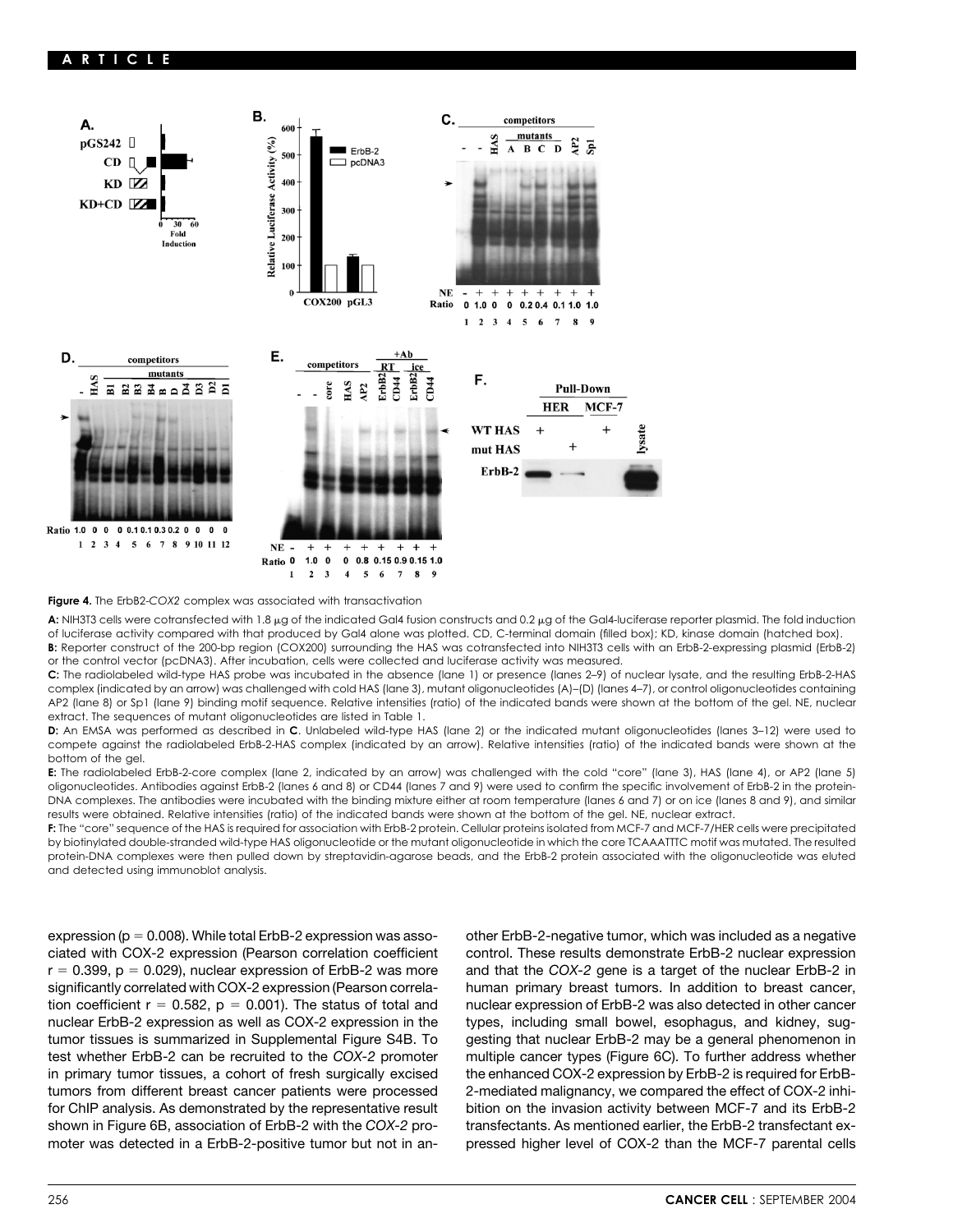**Figure 4.** The ErbB2-*COX2* complex was associated with transactivation

**A:** NIH3T3 cells were cotransfected with 1.8 μg of the indicated Gal4 fusion constructs and 0.2 μg of the Gal4-luciferase reporter plasmid. The fold induction of luciferase activity compared with that produced by Gal4 alone was plotted. CD, C-terminal domain (filled box); KD, kinase domain (hatched box).

**B:** Reporter construct of the 200-bp region (COX200) surrounding the HAS was cotransfected into NIH3T3 cells with an ErbB-2-expressing plasmid (ErbB-2) or the control vector (pcDNA3). After incubation, cells were collected and luciferase activity was measured.

**C:** The radiolabeled wild-type HAS probe was incubated in the absence (lane 1) or presence (lanes 2–9) of nuclear lysate, and the resulting ErbB-2-HAS complex (indicated by an arrow) was challenged with cold HAS (lane 3), mutant oligonucleotides (A)–(D) (lanes 4–7), or control oligonucleotides containing AP2 (lane 8) or Sp1 (lane 9) binding motif sequence. Relative intensities (ratio) of the indicated bands were shown at the bottom of the gel. NE, nuclear extract. The sequences of mutant oligonucleotides are listed in Table 1.

**D:** An EMSA was performed as described in **C**. Unlabeled wild-type HAS (lane 2) or the indicated mutant oligonucleotides (lanes 3–12) were used to compete against the radiolabeled ErbB-2-HAS complex (indicated by an arrow). Relative intensities (ratio) of the indicated bands were shown at the bottom of the gel.

**E:** The radiolabeled ErbB-2-core complex (lane 2, indicated by an arrow) was challenged with the cold "core" (lane 3), HAS (lane 4), or AP2 (lane 5) oligonucleotides. Antibodies against ErbB-2 (lanes 6 and 8) or CD44 (lanes 7 and 9) were used to confirm the specific involvement of ErbB-2 in the protein-DNA complexes. The antibodies were incubated with the binding mixture either at room temperature (lanes 6 and 7) or on ice (lanes 8 and 9), and similar results were obtained. Relative intensities (ratio) of the indicated bands were shown at the bottom of the gel. NE, nuclear extract.

**F:** The "core" sequence of the HAS is required for association with ErbB-2 protein. Cellular proteins isolated from MCF-7 and MCF-7/HER cells were precipitated by biotinylated double-stranded wild-type HAS oligonucleotide or the mutant oligonucleotide in which the core TCAAATTTC motif was mutated. The resulted protein-DNA complexes were then pulled down by streptavidin-agarose beads, and the ErbB-2 protein associated with the oligonucleotide was eluted and detected using immunoblot analysis.

expression ($p = 0.008$). While total ErbB-2 expression was associated with COX-2 expression (Pearson correlation coefficient $r = 0.399$, $p = 0.029$), nuclear expression of ErbB-2 was more significantly correlated with COX-2 expression (Pearson correlation coefficient $r = 0.582$, $p = 0.001$). The status of total and nuclear ErbB-2 expression as well as COX-2 expression in the tumor tissues is summarized in Supplemental Figure S4B. To test whether ErbB-2 can be recruited to the *COX-2* promoter in primary tumor tissues, a cohort of fresh surgically excised tumors from different breast cancer patients were processed for ChIP analysis. As demonstrated by the representative result shown in Figure 6B, association of ErbB-2 with the *COX-2* promoter was detected in a ErbB-2-positive tumor but not in another ErbB-2-negative tumor, which was included as a negative control. These results demonstrate ErbB-2 nuclear expression and that the *COX-2* gene is a target of the nuclear ErbB-2 in human primary breast tumors. In addition to breast cancer, nuclear expression of ErbB-2 was also detected in other cancer types, including small bowel, esophagus, and kidney, suggesting that nuclear ErbB-2 may be a general phenomenon in multiple cancer types (Figure 6C). To further address whether the enhanced COX-2 expression by ErbB-2 is required for ErbB-2-mediated malignancy, we compared the effect of COX-2 inhibition on the invasion activity between MCF-7 and its ErbB-2 transfectants. As mentioned earlier, the ErbB-2 transfectant expressed higher level of COX-2 than the MCF-7 parental cells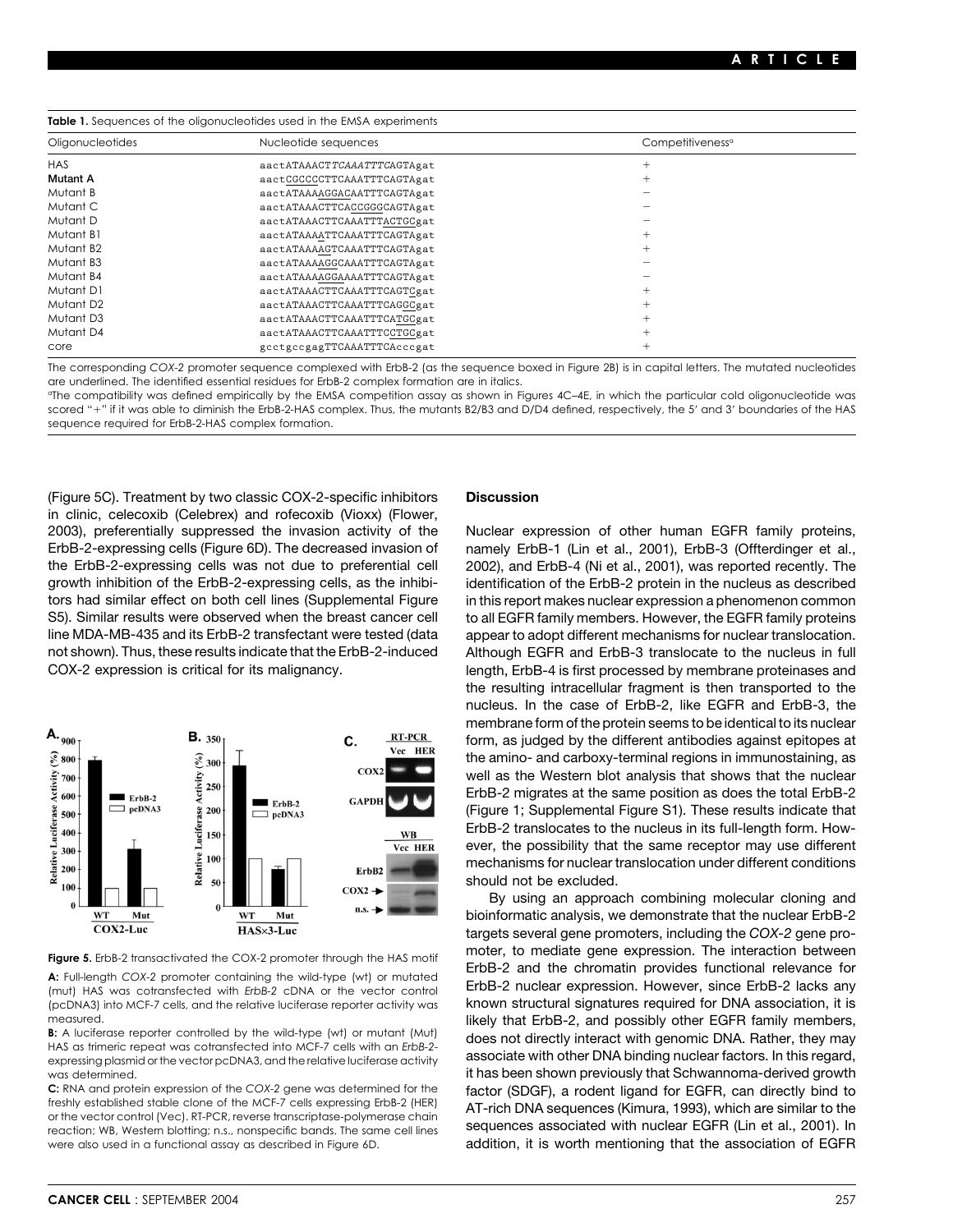**Table 1.** Sequences of the oligonucleotides used in the EMSA experiments

| Oligonucleotides | Nucleotide sequences | Competitiveness[a] |
|---|---|---|
| HAS | aactATAAACT*TCAAATTTC*AGTAgat | + |
| Mutant A | aactCGCCCCTTCAAATTTCAGTAgat | + |
| Mutant B | aactATAAAAGGACAATTTCAGTAgat | − |
| Mutant C | aactATAAACTTCACCGGGCAGTAgat | − |
| Mutant D | aactATAAACTTCAAATTTACTGCgat | − |
| Mutant B1 | aactATAAAATTCAAATTTCAGTAgat | + |
| Mutant B2 | aactATAAAAGTCAAATTTCAGTAgat | + |
| Mutant B3 | aactATAAAAGGCAAATTTCAGTAgat | − |
| Mutant B4 | aactATAAAAGGAAAATTTCAGTAgat | − |
| Mutant D1 | aactATAAACTTCAAATTTCAGTCgat | + |
| Mutant D2 | aactATAAACTTCAAATTTCAGGCgat | + |
| Mutant D3 | aactATAAACTTCAAATTTCATGCgat | + |
| Mutant D4 | aactATAAACTTCAAATTTCCTGCgat | + |
| core | gcctgccgagTTCAAATTTCAcccgat | + |

The corresponding *COX-2* promoter sequence complexed with ErbB-2 (as the sequence boxed in Figure 2B) is in capital letters. The mutated nucleotides are underlined. The identified essential residues for ErbB-2 complex formation are in italics.

[a]The compatibility was defined empirically by the EMSA competition assay as shown in Figures 4C–4E, in which the particular cold oligonucleotide was scored "+" if it was able to diminish the ErbB-2-HAS complex. Thus, the mutants B2/B3 and D/D4 defined, respectively, the 5′ and 3′ boundaries of the HAS sequence required for ErbB-2-HAS complex formation.

(Figure 5C). Treatment by two classic COX-2-specific inhibitors in clinic, celecoxib (Celebrex) and rofecoxib (Vioxx) (Flower, 2003), preferentially suppressed the invasion activity of the ErbB-2-expressing cells (Figure 6D). The decreased invasion of the ErbB-2-expressing cells was not due to preferential cell growth inhibition of the ErbB-2-expressing cells, as the inhibitors had similar effect on both cell lines (Supplemental Figure S5). Similar results were observed when the breast cancer cell line MDA-MB-435 and its ErbB-2 transfectant were tested (data not shown). Thus, these results indicate that the ErbB-2-induced COX-2 expression is critical for its malignancy.

**Figure 5.** ErbB-2 transactivated the COX-2 promoter through the HAS motif

**A:** Full-length *COX-2* promoter containing the wild-type (wt) or mutated (mut) HAS was cotransfected with *ErbB-2* cDNA or the vector control (pcDNA3) into MCF-7 cells, and the relative luciferase reporter activity was measured.

**B:** A luciferase reporter controlled by the wild-type (wt) or mutant (Mut) HAS as trimeric repeat was cotransfected into MCF-7 cells with an *ErbB-2*-expressing plasmid or the vector pcDNA3, and the relative luciferase activity was determined.

**C:** RNA and protein expression of the *COX-2* gene was determined for the freshly established stable clone of the MCF-7 cells expressing ErbB-2 (HER) or the vector control (Vec). RT-PCR, reverse transcriptase-polymerase chain reaction; WB, Western blotting; n.s., nonspecific bands. The same cell lines were also used in a functional assay as described in Figure 6D.

## Discussion

Nuclear expression of other human EGFR family proteins, namely ErbB-1 (Lin et al., 2001), ErbB-3 (Offterdinger et al., 2002), and ErbB-4 (Ni et al., 2001), was reported recently. The identification of the ErbB-2 protein in the nucleus as described in this report makes nuclear expression a phenomenon common to all EGFR family members. However, the EGFR family proteins appear to adopt different mechanisms for nuclear translocation. Although EGFR and ErbB-3 translocate to the nucleus in full length, ErbB-4 is first processed by membrane proteinases and the resulting intracellular fragment is then transported to the nucleus. In the case of ErbB-2, like EGFR and ErbB-3, the membrane form of the protein seems to be identical to its nuclear form, as judged by the different antibodies against epitopes at the amino- and carboxy-terminal regions in immunostaining, as well as the Western blot analysis that shows that the nuclear ErbB-2 migrates at the same position as does the total ErbB-2 (Figure 1; Supplemental Figure S1). These results indicate that ErbB-2 translocates to the nucleus in its full-length form. However, the possibility that the same receptor may use different mechanisms for nuclear translocation under different conditions should not be excluded.

By using an approach combining molecular cloning and bioinformatic analysis, we demonstrate that the nuclear ErbB-2 targets several gene promoters, including the *COX-2* gene promoter, to mediate gene expression. The interaction between ErbB-2 and the chromatin provides functional relevance for ErbB-2 nuclear expression. However, since ErbB-2 lacks any known structural signatures required for DNA association, it is likely that ErbB-2, and possibly other EGFR family members, does not directly interact with genomic DNA. Rather, they may associate with other DNA binding nuclear factors. In this regard, it has been shown previously that Schwannoma-derived growth factor (SDGF), a rodent ligand for EGFR, can directly bind to AT-rich DNA sequences (Kimura, 1993), which are similar to the sequences associated with nuclear EGFR (Lin et al., 2001). In addition, it is worth mentioning that the association of EGFR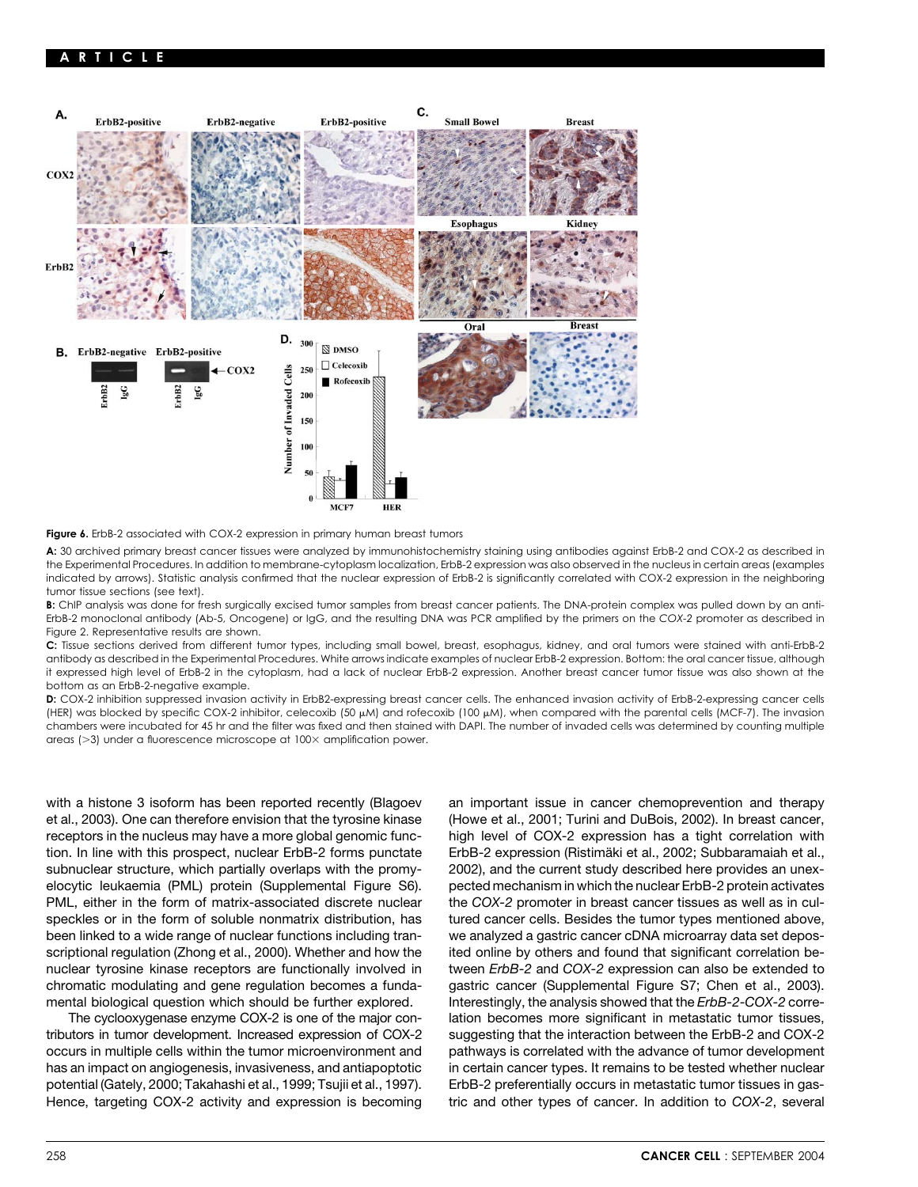**Figure 6.** ErbB-2 associated with COX-2 expression in primary human breast tumors

**A:** 30 archived primary breast cancer tissues were analyzed by immunohistochemistry staining using antibodies against ErbB-2 and COX-2 as described in the Experimental Procedures. In addition to membrane-cytoplasm localization, ErbB-2 expression was also observed in the nucleus in certain areas (examples indicated by arrows). Statistic analysis confirmed that the nuclear expression of ErbB-2 is significantly correlated with COX-2 expression in the neighboring tumor tissue sections (see text).

**B:** ChIP analysis was done for fresh surgically excised tumor samples from breast cancer patients. The DNA-protein complex was pulled down by an anti-ErbB-2 monoclonal antibody (Ab-5, Oncogene) or IgG, and the resulting DNA was PCR amplified by the primers on the *COX-2* promoter as described in Figure 2. Representative results are shown.

**C:** Tissue sections derived from different tumor types, including small bowel, breast, esophagus, kidney, and oral tumors were stained with anti-ErbB-2 antibody as described in the Experimental Procedures. White arrows indicate examples of nuclear ErbB-2 expression. Bottom: the oral cancer tissue, although it expressed high level of ErbB-2 in the cytoplasm, had a lack of nuclear ErbB-2 expression. Another breast cancer tumor tissue was also shown at the bottom as an ErbB-2-negative example.

**D:** COX-2 inhibition suppressed invasion activity in ErbB2-expressing breast cancer cells. The enhanced invasion activity of ErbB-2-expressing cancer cells (HER) was blocked by specific COX-2 inhibitor, celecoxib (50 μM) and rofecoxib (100 μM), when compared with the parental cells (MCF-7). The invasion chambers were incubated for 45 hr and the filter was fixed and then stained with DAPI. The number of invaded cells was determined by counting multiple areas (>3) under a fluorescence microscope at 100× amplification power.

with a histone 3 isoform has been reported recently (Blagoev et al., 2003). One can therefore envision that the tyrosine kinase receptors in the nucleus may have a more global genomic function. In line with this prospect, nuclear ErbB-2 forms punctate subnuclear structure, which partially overlaps with the promyelocytic leukaemia (PML) protein (Supplemental Figure S6). PML, either in the form of matrix-associated discrete nuclear speckles or in the form of soluble nonmatrix distribution, has been linked to a wide range of nuclear functions including transcriptional regulation (Zhong et al., 2000). Whether and how the nuclear tyrosine kinase receptors are functionally involved in chromatic modulating and gene regulation becomes a fundamental biological question which should be further explored.

The cyclooxygenase enzyme COX-2 is one of the major contributors in tumor development. Increased expression of COX-2 occurs in multiple cells within the tumor microenvironment and has an impact on angiogenesis, invasiveness, and antiapoptotic potential (Gately, 2000; Takahashi et al., 1999; Tsujii et al., 1997). Hence, targeting COX-2 activity and expression is becoming an important issue in cancer chemoprevention and therapy (Howe et al., 2001; Turini and DuBois, 2002). In breast cancer, high level of COX-2 expression has a tight correlation with ErbB-2 expression (Ristimäki et al., 2002; Subbaramaiah et al., 2002), and the current study described here provides an unexpected mechanism in which the nuclear ErbB-2 protein activates the *COX-2* promoter in breast cancer tissues as well as in cultured cancer cells. Besides the tumor types mentioned above, we analyzed a gastric cancer cDNA microarray data set deposited online by others and found that significant correlation between *ErbB-2* and *COX-2* expression can also be extended to gastric cancer (Supplemental Figure S7; Chen et al., 2003). Interestingly, the analysis showed that the *ErbB-2-COX-2* correlation becomes more significant in metastatic tumor tissues, suggesting that the interaction between the ErbB-2 and COX-2 pathways is correlated with the advance of tumor development in certain cancer types. It remains to be tested whether nuclear ErbB-2 preferentially occurs in metastatic tumor tissues in gastric and other types of cancer. In addition to *COX-2*, several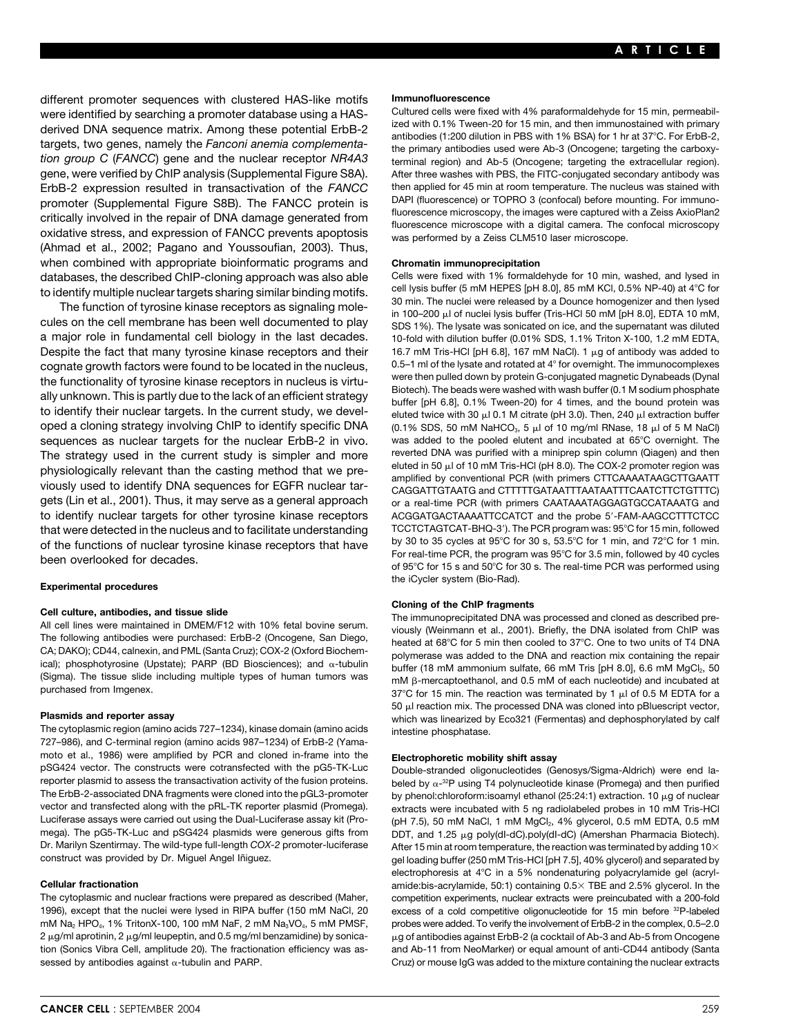different promoter sequences with clustered HAS-like motifs were identified by searching a promoter database using a HAS-derived DNA sequence matrix. Among these potential ErbB-2 targets, two genes, namely the *Fanconi anemia complementation group C* (*FANCC*) gene and the nuclear receptor *NR4A3* gene, were verified by ChIP analysis (Supplemental Figure S8A). ErbB-2 expression resulted in transactivation of the *FANCC* promoter (Supplemental Figure S8B). The FANCC protein is critically involved in the repair of DNA damage generated from oxidative stress, and expression of FANCC prevents apoptosis (Ahmad et al., 2002; Pagano and Youssoufian, 2003). Thus, when combined with appropriate bioinformatic programs and databases, the described ChIP-cloning approach was also able to identify multiple nuclear targets sharing similar binding motifs.

The function of tyrosine kinase receptors as signaling molecules on the cell membrane has been well documented to play a major role in fundamental cell biology in the last decades. Despite the fact that many tyrosine kinase receptors and their cognate growth factors were found to be located in the nucleus, the functionality of tyrosine kinase receptors in nucleus is virtually unknown. This is partly due to the lack of an efficient strategy to identify their nuclear targets. In the current study, we developed a cloning strategy involving ChIP to identify specific DNA sequences as nuclear targets for the nuclear ErbB-2 in vivo. The strategy used in the current study is simpler and more physiologically relevant than the casting method that we previously used to identify DNA sequences for EGFR nuclear targets (Lin et al., 2001). Thus, it may serve as a general approach to identify nuclear targets for other tyrosine kinase receptors that were detected in the nucleus and to facilitate understanding of the functions of nuclear tyrosine kinase receptors that have been overlooked for decades.

## Experimental procedures

### Cell culture, antibodies, and tissue slide

All cell lines were maintained in DMEM/F12 with 10% fetal bovine serum. The following antibodies were purchased: ErbB-2 (Oncogene, San Diego, CA; DAKO); CD44, calnexin, and PML (Santa Cruz); COX-2 (Oxford Biochemical); phosphotyrosine (Upstate); PARP (BD Biosciences); and α-tubulin (Sigma). The tissue slide including multiple types of human tumors was purchased from Imgenex.

### Plasmids and reporter assay

The cytoplasmic region (amino acids 727–1234), kinase domain (amino acids 727–986), and C-terminal region (amino acids 987–1234) of ErbB-2 (Yamamoto et al., 1986) were amplified by PCR and cloned in-frame into the pSG424 vector. The constructs were cotransfected with the pG5-TK-Luc reporter plasmid to assess the transactivation activity of the fusion proteins. The ErbB-2-associated DNA fragments were cloned into the pGL3-promoter vector and transfected along with the pRL-TK reporter plasmid (Promega). Luciferase assays were carried out using the Dual-Luciferase assay kit (Promega). The pG5-TK-Luc and pSG424 plasmids were generous gifts from Dr. Marilyn Szentirmay. The wild-type full-length *COX-2* promoter-luciferase construct was provided by Dr. Miguel Angel Iñiguez.

### Cellular fractionation

The cytoplasmic and nuclear fractions were prepared as described (Maher, 1996), except that the nuclei were lysed in RIPA buffer (150 mM NaCl, 20 mM $Na_2HPO_4$, 1% TritonX-100, 100 mM NaF, 2 mM $Na_3VO_4$, 5 mM PMSF, 2 μg/ml aprotinin, 2 μg/ml leupeptin, and 0.5 mg/ml benzamidine) by sonication (Sonics Vibra Cell, amplitude 20). The fractionation efficiency was assessed by antibodies against α-tubulin and PARP.

### Immunofluorescence

Cultured cells were fixed with 4% paraformaldehyde for 15 min, permeabilized with 0.1% Tween-20 for 15 min, and then immunostained with primary antibodies (1:200 dilution in PBS with 1% BSA) for 1 hr at 37°C. For ErbB-2, the primary antibodies used were Ab-3 (Oncogene; targeting the carboxy-terminal region) and Ab-5 (Oncogene; targeting the extracellular region). After three washes with PBS, the FITC-conjugated secondary antibody was then applied for 45 min at room temperature. The nucleus was stained with DAPI (fluorescence) or TOPRO 3 (confocal) before mounting. For immunofluorescence microscopy, the images were captured with a Zeiss AxioPlan2 fluorescence microscope with a digital camera. The confocal microscopy was performed by a Zeiss CLM510 laser microscope.

### Chromatin immunoprecipitation

Cells were fixed with 1% formaldehyde for 10 min, washed, and lysed in cell lysis buffer (5 mM HEPES [pH 8.0], 85 mM KCl, 0.5% NP-40) at 4°C for 30 min. The nuclei were released by a Dounce homogenizer and then lysed in 100–200 μl of nuclei lysis buffer (Tris-HCl 50 mM [pH 8.0], EDTA 10 mM, SDS 1%). The lysate was sonicated on ice, and the supernatant was diluted 10-fold with dilution buffer (0.01% SDS, 1.1% Triton X-100, 1.2 mM EDTA, 16.7 mM Tris-HCl [pH 6.8], 167 mM NaCl). 1 μg of antibody was added to 0.5–1 ml of the lysate and rotated at 4° for overnight. The immunocomplexes were then pulled down by protein G-conjugated magnetic Dynabeads (Dynal Biotech). The beads were washed with wash buffer (0.1 M sodium phosphate buffer [pH 6.8], 0.1% Tween-20) for 4 times, and the bound protein was eluted twice with 30 μl 0.1 M citrate (pH 3.0). Then, 240 μl extraction buffer (0.1% SDS, 50 mM $NaHCO_3$, 5 μl of 10 mg/ml RNase, 18 μl of 5 M NaCl) was added to the pooled elutent and incubated at 65°C overnight. The reverted DNA was purified with a miniprep spin column (Qiagen) and then eluted in 50 μl of 10 mM Tris-HCl (pH 8.0). The COX-2 promoter region was amplified by conventional PCR (with primers CTTCAAAATAAGCTTGAATT CAGGATTGTAATG and CTTTTTGATAATTTAATAATTTCAATCTTCTGTTTC) or a real-time PCR (with primers CAATAAATAGGAGTGCCATAAATG and ACGGATGACTAAAATTCCATCT and the probe 5′-FAM-AAGCCTTTCTCC TCCTCTAGTCAT-BHQ-3′). The PCR program was: 95°C for 15 min, followed by 30 to 35 cycles at 95°C for 30 s, 53.5°C for 1 min, and 72°C for 1 min. For real-time PCR, the program was 95°C for 3.5 min, followed by 40 cycles of 95°C for 15 s and 50°C for 30 s. The real-time PCR was performed using the iCycler system (Bio-Rad).

### Cloning of the ChIP fragments

The immunoprecipitated DNA was processed and cloned as described previously (Weinmann et al., 2001). Briefly, the DNA isolated from ChIP was heated at 68°C for 5 min then cooled to 37°C. One to two units of T4 DNA polymerase was added to the DNA and reaction mix containing the repair buffer (18 mM ammonium sulfate, 66 mM Tris [pH 8.0], 6.6 mM $MgCl_2$, 50 mM β-mercaptoethanol, and 0.5 mM of each nucleotide) and incubated at 37°C for 15 min. The reaction was terminated by 1 μl of 0.5 M EDTA for a 50 μl reaction mix. The processed DNA was cloned into pBluescript vector, which was linearized by Eco32I (Fermentas) and dephosphorylated by calf intestine phosphatase.

### Electrophoretic mobility shift assay

Double-stranded oligonucleotides (Genosys/Sigma-Aldrich) were end labeled by α-$^{32}$P using T4 polynucleotide kinase (Promega) and then purified by phenol:chloroform:isoamyl ethanol (25:24:1) extraction. 10 μg of nuclear extracts were incubated with 5 ng radiolabeled probes in 10 mM Tris-HCl (pH 7.5), 50 mM NaCl, 1 mM $MgCl_2$, 4% glycerol, 0.5 mM EDTA, 0.5 mM DDT, and 1.25 μg poly(dI-dC).poly(dI-dC) (Amershan Pharmacia Biotech). After 15 min at room temperature, the reaction was terminated by adding 10× gel loading buffer (250 mM Tris-HCl [pH 7.5], 40% glycerol) and separated by electrophoresis at 4°C in a 5% nondenaturing polyacrylamide gel (acrylamide:bis-acrylamide, 50:1) containing 0.5× TBE and 2.5% glycerol. In the competition experiments, nuclear extracts were preincubated with a 200-fold excess of a cold competitive oligonucleotide for 15 min before $^{32}$P-labeled probes were added. To verify the involvement of ErbB-2 in the complex, 0.5–2.0 μg of antibodies against ErbB-2 (a cocktail of Ab-3 and Ab-5 from Oncogene and Ab-11 from NeoMarker) or equal amount of anti-CD44 antibody (Santa Cruz) or mouse IgG was added to the mixture containing the nuclear extracts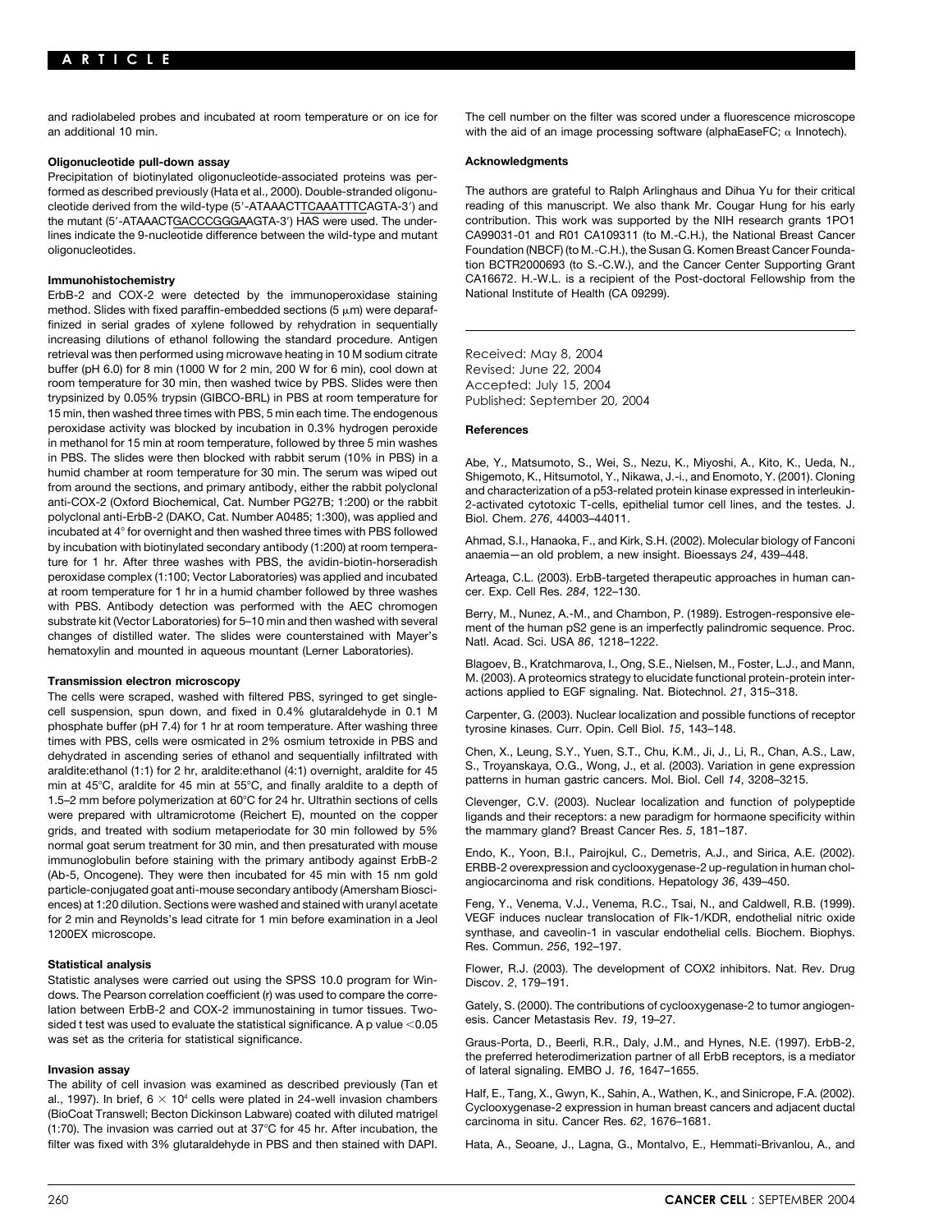and radiolabeled probes and incubated at room temperature or on ice for an additional 10 min.

### Oligonucleotide pull-down assay

Precipitation of biotinylated oligonucleotide-associated proteins was performed as described previously (Hata et al., 2000). Double-stranded oligonucleotide derived from the wild-type (5′-ATAAACTTCAAATTTCAGTA-3′) and the mutant (5′-ATAAACTGACCCGGGAAGTA-3′) HAS were used. The underlines indicate the 9-nucleotide difference between the wild-type and mutant oligonucleotides.

### Immunohistochemistry

ErbB-2 and COX-2 were detected by the immunoperoxidase staining method. Slides with fixed paraffin-embedded sections (5 μm) were deparaffinized in serial grades of xylene followed by rehydration in sequentially increasing dilutions of ethanol following the standard procedure. Antigen retrieval was then performed using microwave heating in 10 M sodium citrate buffer (pH 6.0) for 8 min (1000 W for 2 min, 200 W for 6 min), cool down at room temperature for 30 min, then washed twice by PBS. Slides were then trypsinized by 0.05% trypsin (GIBCO-BRL) in PBS at room temperature for 15 min, then washed three times with PBS, 5 min each time. The endogenous peroxidase activity was blocked by incubation in 0.3% hydrogen peroxide in methanol for 15 min at room temperature, followed by three 5 min washes in PBS. The slides were then blocked with rabbit serum (10% in PBS) in a humid chamber at room temperature for 30 min. The serum was wiped out from around the sections, and primary antibody, either the rabbit polyclonal anti-COX-2 (Oxford Biochemical, Cat. Number PG27B; 1:200) or the rabbit polyclonal anti-ErbB-2 (DAKO, Cat. Number A0485; 1:300), was applied and incubated at 4° for overnight and then washed three times with PBS followed by incubation with biotinylated secondary antibody (1:200) at room temperature for 1 hr. After three washes with PBS, the avidin-biotin-horseradish peroxidase complex (1:100; Vector Laboratories) was applied and incubated at room temperature for 1 hr in a humid chamber followed by three washes with PBS. Antibody detection was performed with the AEC chromogen substrate kit (Vector Laboratories) for 5–10 min and then washed with several changes of distilled water. The slides were counterstained with Mayer's hematoxylin and mounted in aqueous mountant (Lerner Laboratories).

### Transmission electron microscopy

The cells were scraped, washed with filtered PBS, syringed to get single-cell suspension, spun down, and fixed in 0.4% glutaraldehyde in 0.1 M phosphate buffer (pH 7.4) for 1 hr at room temperature. After washing three times with PBS, cells were osmicated in 2% osmium tetroxide in PBS and dehydrated in ascending series of ethanol and sequentially infiltrated with araldite:ethanol (1:1) for 2 hr, araldite:ethanol (4:1) overnight, araldite for 45 min at 45°C, araldite for 45 min at 55°C, and finally araldite to a depth of 1.5–2 mm before polymerization at 60°C for 24 hr. Ultrathin sections of cells were prepared with ultramicrotome (Reichert E), mounted on the copper grids, and treated with sodium metaperiodate for 30 min followed by 5% normal goat serum treatment for 30 min, and then presaturated with mouse immunoglobulin before staining with the primary antibody against ErbB-2 (Ab-5, Oncogene). They were then incubated for 45 min with 15 nm gold particle-conjugated goat anti-mouse secondary antibody (Amersham Biosciences) at 1:20 dilution. Sections were washed and stained with uranyl acetate for 2 min and Reynolds's lead citrate for 1 min before examination in a Jeol 1200EX microscope.

### Statistical analysis

Statistic analyses were carried out using the SPSS 10.0 program for Windows. The Pearson correlation coefficient (r) was used to compare the correlation between ErbB-2 and COX-2 immunostaining in tumor tissues. Two-sided t test was used to evaluate the statistical significance. A p value $<0.05$ was set as the criteria for statistical significance.

### Invasion assay

The ability of cell invasion was examined as described previously (Tan et al., 1997). In brief, $6 \times 10^4$ cells were plated in 24-well invasion chambers (BioCoat Transwell; Becton Dickinson Labware) coated with diluted matrigel (1:70). The invasion was carried out at 37°C for 45 hr. After incubation, the filter was fixed with 3% glutaraldehyde in PBS and then stained with DAPI. The cell number on the filter was scored under a fluorescence microscope with the aid of an image processing software (alphaEaseFC; α Innotech).

### Acknowledgments

The authors are grateful to Ralph Arlinghaus and Dihua Yu for their critical reading of this manuscript. We also thank Mr. Cougar Hung for his early contribution. This work was supported by the NIH research grants 1PO1 CA99031-01 and R01 CA109311 (to M.-C.H.), the National Breast Cancer Foundation (NBCF) (to M.-C.H.), the Susan G. Komen Breast Cancer Foundation BCTR2000693 (to S.-C.W.), and the Cancer Center Supporting Grant CA16672. H.-W.L. is a recipient of the Post-doctoral Fellowship from the National Institute of Health (CA 09299).

Received: May 8, 2004
Revised: June 22, 2004
Accepted: July 15, 2004
Published: September 20, 2004

### References

Abe, Y., Matsumoto, S., Wei, S., Nezu, K., Miyoshi, A., Kito, K., Ueda, N., Shigemoto, K., Hitsumotol, Y., Nikawa, J.-i., and Enomoto, Y. (2001). Cloning and characterization of a p53-related protein kinase expressed in interleukin-2-activated cytotoxic T-cells, epithelial tumor cell lines, and the testes. J. Biol. Chem. *276*, 44003–44011.

Ahmad, S.I., Hanaoka, F., and Kirk, S.H. (2002). Molecular biology of Fanconi anaemia—an old problem, a new insight. Bioessays *24*, 439–448.

Arteaga, C.L. (2003). ErbB-targeted therapeutic approaches in human cancer. Exp. Cell Res. *284*, 122–130.

Berry, M., Nunez, A.-M., and Chambon, P. (1989). Estrogen-responsive element of the human pS2 gene is an imperfectly palindromic sequence. Proc. Natl. Acad. Sci. USA *86*, 1218–1222.

Blagoev, B., Kratchmarova, I., Ong, S.E., Nielsen, M., Foster, L.J., and Mann, M. (2003). A proteomics strategy to elucidate functional protein-protein interactions applied to EGF signaling. Nat. Biotechnol. *21*, 315–318.

Carpenter, G. (2003). Nuclear localization and possible functions of receptor tyrosine kinases. Curr. Opin. Cell Biol. *15*, 143–148.

Chen, X., Leung, S.Y., Yuen, S.T., Chu, K.M., Ji, J., Li, R., Chan, A.S., Law, S., Troyanskaya, O.G., Wong, J., et al. (2003). Variation in gene expression patterns in human gastric cancers. Mol. Biol. Cell *14*, 3208–3215.

Clevenger, C.V. (2003). Nuclear localization and function of polypeptide ligands and their receptors: a new paradigm for hormaone specificity within the mammary gland? Breast Cancer Res. *5*, 181–187.

Endo, K., Yoon, B.I., Pairojkul, C., Demetris, A.J., and Sirica, A.E. (2002). ERBB-2 overexpression and cyclooxygenase-2 up-regulation in human cholangiocarcinoma and risk conditions. Hepatology *36*, 439–450.

Feng, Y., Venema, V.J., Venema, R.C., Tsai, N., and Caldwell, R.B. (1999). VEGF induces nuclear translocation of Flk-1/KDR, endothelial nitric oxide synthase, and caveolin-1 in vascular endothelial cells. Biochem. Biophys. Res. Commun. *256*, 192–197.

Flower, R.J. (2003). The development of COX2 inhibitors. Nat. Rev. Drug Discov. *2*, 179–191.

Gately, S. (2000). The contributions of cyclooxygenase-2 to tumor angiogenesis. Cancer Metastasis Rev. *19*, 19–27.

Graus-Porta, D., Beerli, R.R., Daly, J.M., and Hynes, N.E. (1997). ErbB-2, the preferred heterodimerization partner of all ErbB receptors, is a mediator of lateral signaling. EMBO J. *16*, 1647–1655.

Half, E., Tang, X., Gwyn, K., Sahin, A., Wathen, K., and Sinicrope, F.A. (2002). Cyclooxygenase-2 expression in human breast cancers and adjacent ductal carcinoma in situ. Cancer Res. *62*, 1676–1681.

Hata, A., Seoane, J., Lagna, G., Montalvo, E., Hemmati-Brivanlou, A., and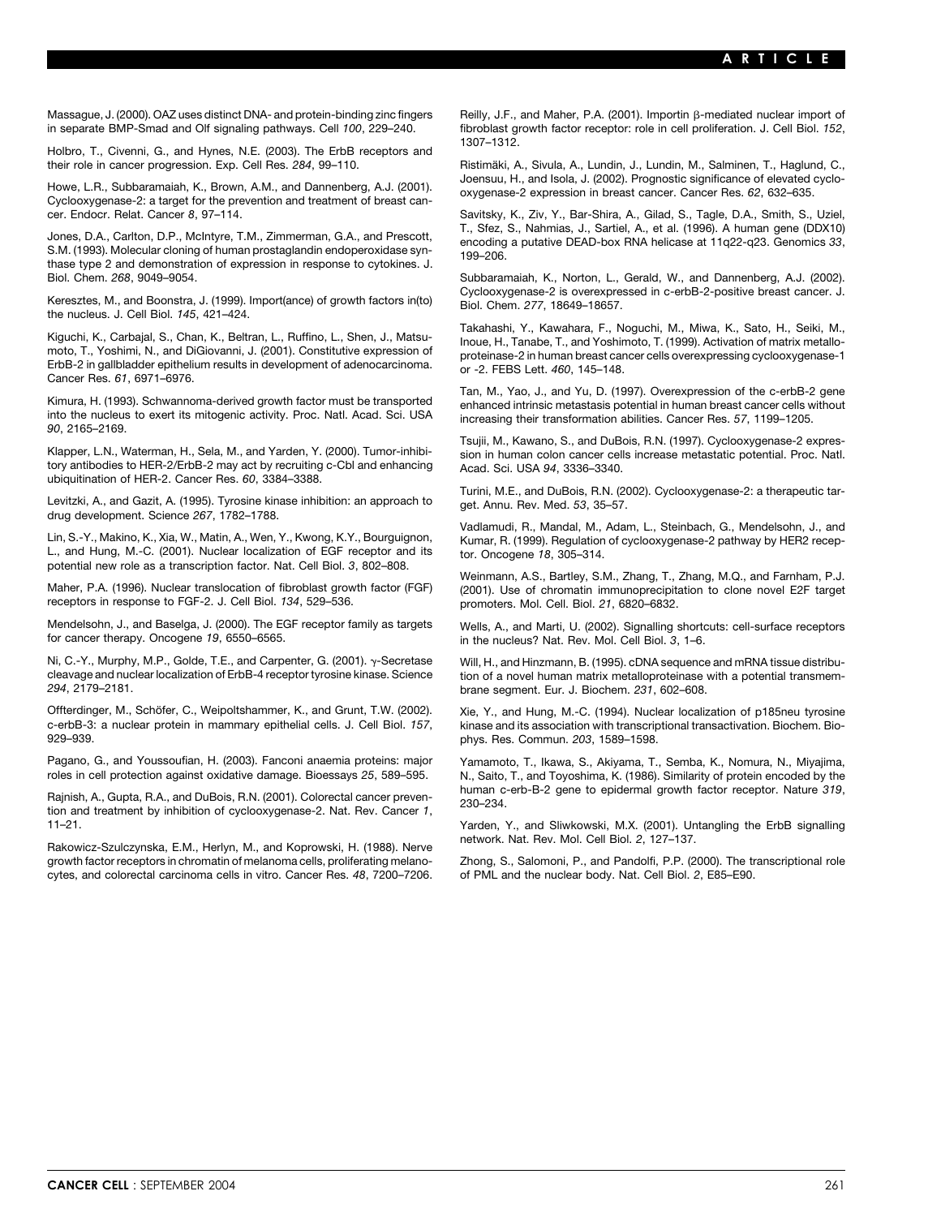Massague, J. (2000). OAZ uses distinct DNA- and protein-binding zinc fingers in separate BMP-Smad and Olf signaling pathways. Cell *100*, 229–240.

Holbro, T., Civenni, G., and Hynes, N.E. (2003). The ErbB receptors and their role in cancer progression. Exp. Cell Res. *284*, 99–110.

Howe, L.R., Subbaramaiah, K., Brown, A.M., and Dannenberg, A.J. (2001). Cyclooxygenase-2: a target for the prevention and treatment of breast cancer. Endocr. Relat. Cancer *8*, 97–114.

Jones, D.A., Carlton, D.P., McIntyre, T.M., Zimmerman, G.A., and Prescott, S.M. (1993). Molecular cloning of human prostaglandin endoperoxidase synthase type 2 and demonstration of expression in response to cytokines. J. Biol. Chem. *268*, 9049–9054.

Keresztes, M., and Boonstra, J. (1999). Import(ance) of growth factors in(to) the nucleus. J. Cell Biol. *145*, 421–424.

Kiguchi, K., Carbajal, S., Chan, K., Beltran, L., Ruffino, L., Shen, J., Matsumoto, T., Yoshimi, N., and DiGiovanni, J. (2001). Constitutive expression of ErbB-2 in gallbladder epithelium results in development of adenocarcinoma. Cancer Res. *61*, 6971–6976.

Kimura, H. (1993). Schwannoma-derived growth factor must be transported into the nucleus to exert its mitogenic activity. Proc. Natl. Acad. Sci. USA *90*, 2165–2169.

Klapper, L.N., Waterman, H., Sela, M., and Yarden, Y. (2000). Tumor-inhibitory antibodies to HER-2/ErbB-2 may act by recruiting c-Cbl and enhancing ubiquitination of HER-2. Cancer Res. *60*, 3384–3388.

Levitzki, A., and Gazit, A. (1995). Tyrosine kinase inhibition: an approach to drug development. Science *267*, 1782–1788.

Lin, S.-Y., Makino, K., Xia, W., Matin, A., Wen, Y., Kwong, K.Y., Bourguignon, L., and Hung, M.-C. (2001). Nuclear localization of EGF receptor and its potential new role as a transcription factor. Nat. Cell Biol. *3*, 802–808.

Maher, P.A. (1996). Nuclear translocation of fibroblast growth factor (FGF) receptors in response to FGF-2. J. Cell Biol. *134*, 529–536.

Mendelsohn, J., and Baselga, J. (2000). The EGF receptor family as targets for cancer therapy. Oncogene *19*, 6550–6565.

Ni, C.-Y., Murphy, M.P., Golde, T.E., and Carpenter, G. (2001). γ-Secretase cleavage and nuclear localization of ErbB-4 receptor tyrosine kinase. Science *294*, 2179–2181.

Offterdinger, M., Schöfer, C., Weipoltshammer, K., and Grunt, T.W. (2002). c-erbB-3: a nuclear protein in mammary epithelial cells. J. Cell Biol. *157*, 929–939.

Pagano, G., and Youssoufian, H. (2003). Fanconi anaemia proteins: major roles in cell protection against oxidative damage. Bioessays *25*, 589–595.

Rajnish, A., Gupta, R.A., and DuBois, R.N. (2001). Colorectal cancer prevention and treatment by inhibition of cyclooxygenase-2. Nat. Rev. Cancer *1*, 11–21.

Rakowicz-Szulczynska, E.M., Herlyn, M., and Koprowski, H. (1988). Nerve growth factor receptors in chromatin of melanoma cells, proliferating melanocytes, and colorectal carcinoma cells in vitro. Cancer Res. *48*, 7200–7206.

Reilly, J.F., and Maher, P.A. (2001). Importin β-mediated nuclear import of fibroblast growth factor receptor: role in cell proliferation. J. Cell Biol. *152*, 1307–1312.

Ristimäki, A., Sivula, A., Lundin, J., Lundin, M., Salminen, T., Haglund, C., Joensuu, H., and Isola, J. (2002). Prognostic significance of elevated cyclooxygenase-2 expression in breast cancer. Cancer Res. *62*, 632–635.

Savitsky, K., Ziv, Y., Bar-Shira, A., Gilad, S., Tagle, D.A., Smith, S., Uziel, T., Sfez, S., Nahmias, J., Sartiel, A., et al. (1996). A human gene (DDX10) encoding a putative DEAD-box RNA helicase at 11q22-q23. Genomics *33*, 199–206.

Subbaramaiah, K., Norton, L., Gerald, W., and Dannenberg, A.J. (2002). Cyclooxygenase-2 is overexpressed in c-erbB-2-positive breast cancer. J. Biol. Chem. *277*, 18649–18657.

Takahashi, Y., Kawahara, F., Noguchi, M., Miwa, K., Sato, H., Seiki, M., Inoue, H., Tanabe, T., and Yoshimoto, T. (1999). Activation of matrix metalloproteinase-2 in human breast cancer cells overexpressing cyclooxygenase-1 or -2. FEBS Lett. *460*, 145–148.

Tan, M., Yao, J., and Yu, D. (1997). Overexpression of the c-erbB-2 gene enhanced intrinsic metastasis potential in human breast cancer cells without increasing their transformation abilities. Cancer Res. *57*, 1199–1205.

Tsujii, M., Kawano, S., and DuBois, R.N. (1997). Cyclooxygenase-2 expression in human colon cancer cells increase metastatic potential. Proc. Natl. Acad. Sci. USA *94*, 3336–3340.

Turini, M.E., and DuBois, R.N. (2002). Cyclooxygenase-2: a therapeutic target. Annu. Rev. Med. *53*, 35–57.

Vadlamudi, R., Mandal, M., Adam, L., Steinbach, G., Mendelsohn, J., and Kumar, R. (1999). Regulation of cyclooxygenase-2 pathway by HER2 receptor. Oncogene *18*, 305–314.

Weinmann, A.S., Bartley, S.M., Zhang, T., Zhang, M.Q., and Farnham, P.J. (2001). Use of chromatin immunoprecipitation to clone novel E2F target promoters. Mol. Cell. Biol. *21*, 6820–6832.

Wells, A., and Marti, U. (2002). Signalling shortcuts: cell-surface receptors in the nucleus? Nat. Rev. Mol. Cell Biol. *3*, 1–6.

Will, H., and Hinzmann, B. (1995). cDNA sequence and mRNA tissue distribution of a novel human matrix metalloproteinase with a potential transmembrane segment. Eur. J. Biochem. *231*, 602–608.

Xie, Y., and Hung, M.-C. (1994). Nuclear localization of p185neu tyrosine kinase and its association with transcriptional transactivation. Biochem. Biophys. Res. Commun. *203*, 1589–1598.

Yamamoto, T., Ikawa, S., Akiyama, T., Semba, K., Nomura, N., Miyajima, N., Saito, T., and Toyoshima, K. (1986). Similarity of protein encoded by the human c-erb-B-2 gene to epidermal growth factor receptor. Nature *319*, 230–234.

Yarden, Y., and Sliwkowski, M.X. (2001). Untangling the ErbB signalling network. Nat. Rev. Mol. Cell Biol. *2*, 127–137.

Zhong, S., Salomoni, P., and Pandolfi, P.P. (2000). The transcriptional role of PML and the nuclear body. Nat. Cell Biol. *2*, E85–E90.